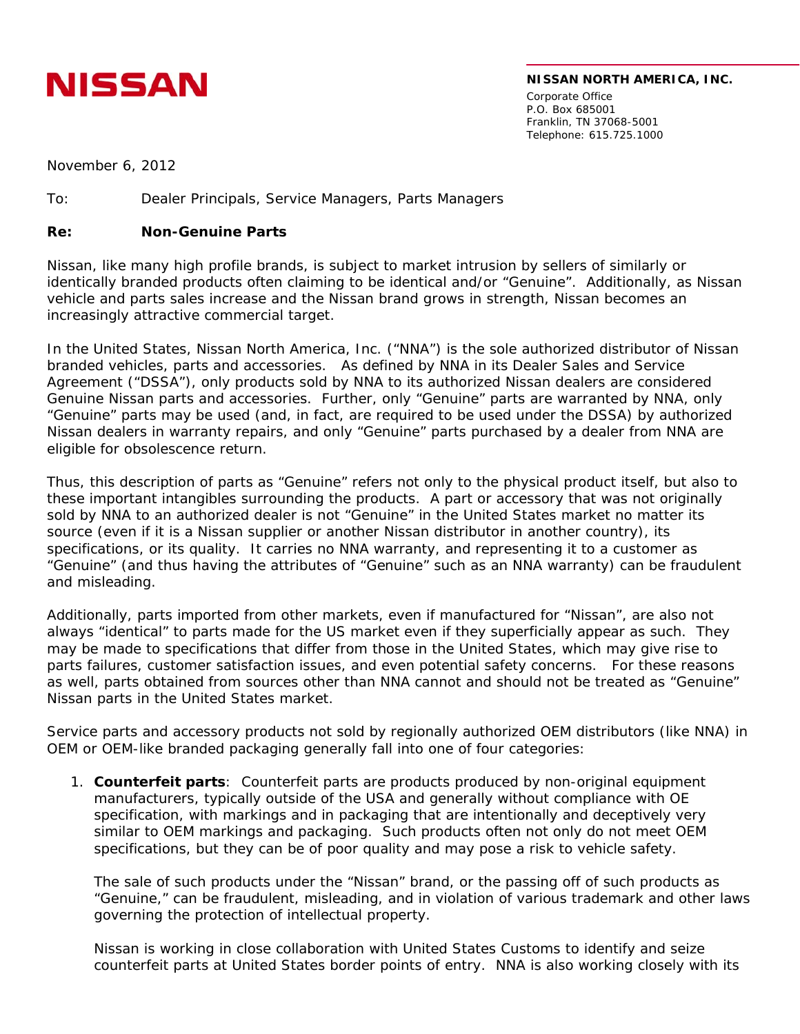**NISSAN**

**NISSAN NORTH AMERICA, INC.**

Corporate Office
P.O. Box 685001
Franklin, TN 37068-5001
Telephone: 615.725.1000

November 6, 2012

To: Dealer Principals, Service Managers, Parts Managers

**Re: Non-Genuine Parts**

Nissan, like many high profile brands, is subject to market intrusion by sellers of similarly or identically branded products often claiming to be identical and/or "Genuine". Additionally, as Nissan vehicle and parts sales increase and the Nissan brand grows in strength, Nissan becomes an increasingly attractive commercial target.

In the United States, Nissan North America, Inc. ("NNA") is the sole authorized distributor of Nissan branded vehicles, parts and accessories. As defined by NNA in its Dealer Sales and Service Agreement ("DSSA"), only products sold by NNA to its authorized Nissan dealers are considered Genuine Nissan parts and accessories. Further, only "Genuine" parts are warranted by NNA, only "Genuine" parts may be used (and, in fact, are required to be used under the DSSA) by authorized Nissan dealers in warranty repairs, and only "Genuine" parts purchased by a dealer from NNA are eligible for obsolescence return.

Thus, this description of parts as "Genuine" refers not only to the physical product itself, but also to these important intangibles surrounding the products. A part or accessory that was not originally sold by NNA to an authorized dealer is not "Genuine" in the United States market no matter its source (even if it is a Nissan supplier or another Nissan distributor in another country), its specifications, or its quality. It carries no NNA warranty, and representing it to a customer as "Genuine" (and thus having the attributes of "Genuine" such as an NNA warranty) can be fraudulent and misleading.

Additionally, parts imported from other markets, even if manufactured for "Nissan", are also not always "identical" to parts made for the US market even if they superficially appear as such. They may be made to specifications that differ from those in the United States, which may give rise to parts failures, customer satisfaction issues, and even potential safety concerns. For these reasons as well, parts obtained from sources other than NNA cannot and should not be treated as "Genuine" Nissan parts in the United States market.

Service parts and accessory products not sold by regionally authorized OEM distributors (like NNA) in OEM or OEM-like branded packaging generally fall into one of four categories:

1. **Counterfeit parts**: Counterfeit parts are products produced by non-original equipment manufacturers, typically outside of the USA and generally without compliance with OE specification, with markings and in packaging that are intentionally and deceptively very similar to OEM markings and packaging. Such products often not only do not meet OEM specifications, but they can be of poor quality and may pose a risk to vehicle safety.

   The sale of such products under the "Nissan" brand, or the passing off of such products as "Genuine," can be fraudulent, misleading, and in violation of various trademark and other laws governing the protection of intellectual property.

   Nissan is working in close collaboration with United States Customs to identify and seize counterfeit parts at United States border points of entry. NNA is also working closely with its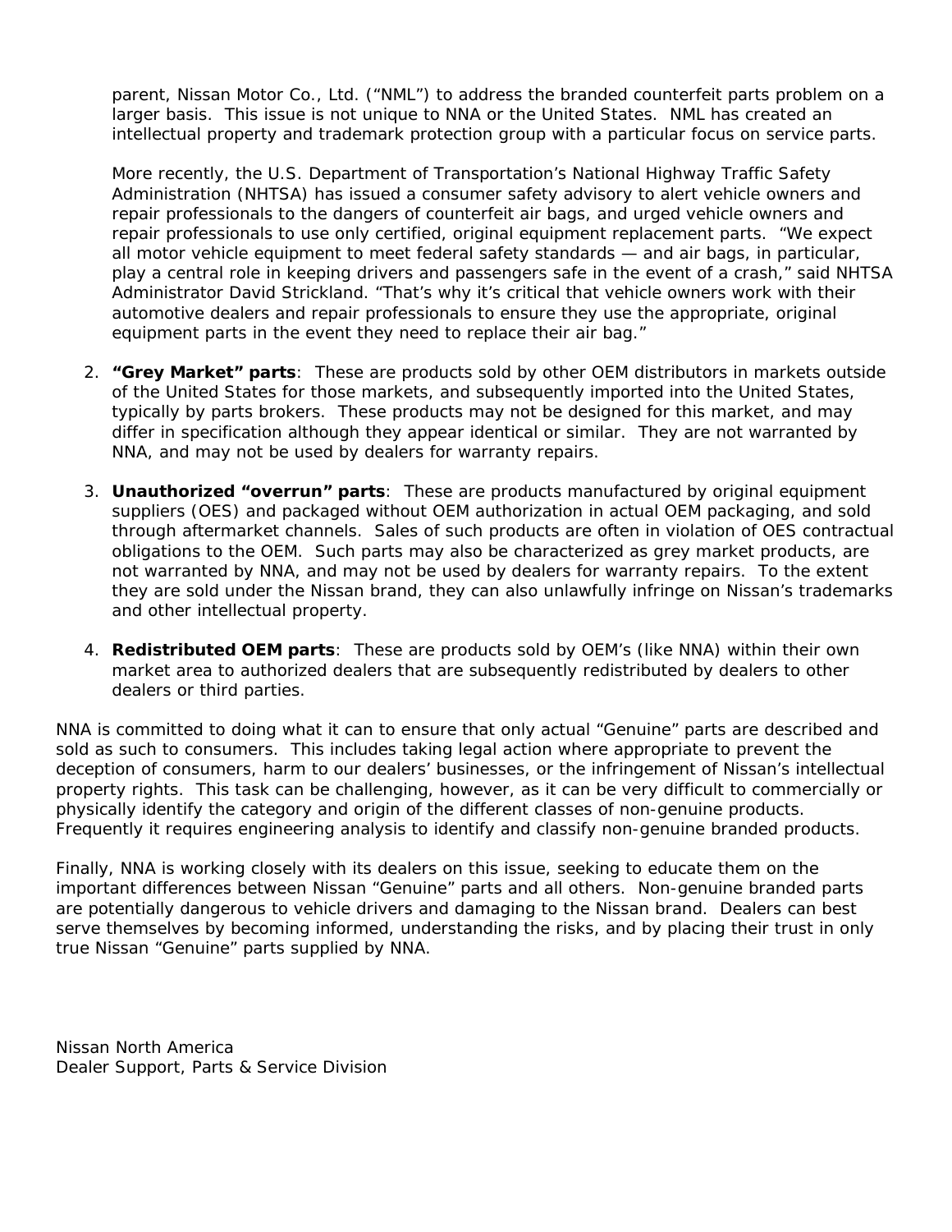parent, Nissan Motor Co., Ltd. ("NML") to address the branded counterfeit parts problem on a larger basis. This issue is not unique to NNA or the United States. NML has created an intellectual property and trademark protection group with a particular focus on service parts.

More recently, the U.S. Department of Transportation's National Highway Traffic Safety Administration (NHTSA) has issued a consumer safety advisory to alert vehicle owners and repair professionals to the dangers of counterfeit air bags, and urged vehicle owners and repair professionals to use only certified, original equipment replacement parts. "We expect all motor vehicle equipment to meet federal safety standards — and air bags, in particular, play a central role in keeping drivers and passengers safe in the event of a crash," said NHTSA Administrator David Strickland. "That's why it's critical that vehicle owners work with their automotive dealers and repair professionals to ensure they use the appropriate, original equipment parts in the event they need to replace their air bag."

2. **"Grey Market" parts**: These are products sold by other OEM distributors in markets outside of the United States for those markets, and subsequently imported into the United States, typically by parts brokers. These products may not be designed for this market, and may differ in specification although they appear identical or similar. They are not warranted by NNA, and may not be used by dealers for warranty repairs.

3. **Unauthorized "overrun" parts**: These are products manufactured by original equipment suppliers (OES) and packaged without OEM authorization in actual OEM packaging, and sold through aftermarket channels. Sales of such products are often in violation of OES contractual obligations to the OEM. Such parts may also be characterized as grey market products, are not warranted by NNA, and may not be used by dealers for warranty repairs. To the extent they are sold under the Nissan brand, they can also unlawfully infringe on Nissan's trademarks and other intellectual property.

4. **Redistributed OEM parts**: These are products sold by OEM's (like NNA) within their own market area to authorized dealers that are subsequently redistributed by dealers to other dealers or third parties.

NNA is committed to doing what it can to ensure that only actual "Genuine" parts are described and sold as such to consumers. This includes taking legal action where appropriate to prevent the deception of consumers, harm to our dealers' businesses, or the infringement of Nissan's intellectual property rights. This task can be challenging, however, as it can be very difficult to commercially or physically identify the category and origin of the different classes of non-genuine products. Frequently it requires engineering analysis to identify and classify non-genuine branded products.

Finally, NNA is working closely with its dealers on this issue, seeking to educate them on the important differences between Nissan "Genuine" parts and all others. Non-genuine branded parts are potentially dangerous to vehicle drivers and damaging to the Nissan brand. Dealers can best serve themselves by becoming informed, understanding the risks, and by placing their trust in only true Nissan "Genuine" parts supplied by NNA.

Nissan North America
Dealer Support, Parts & Service Division